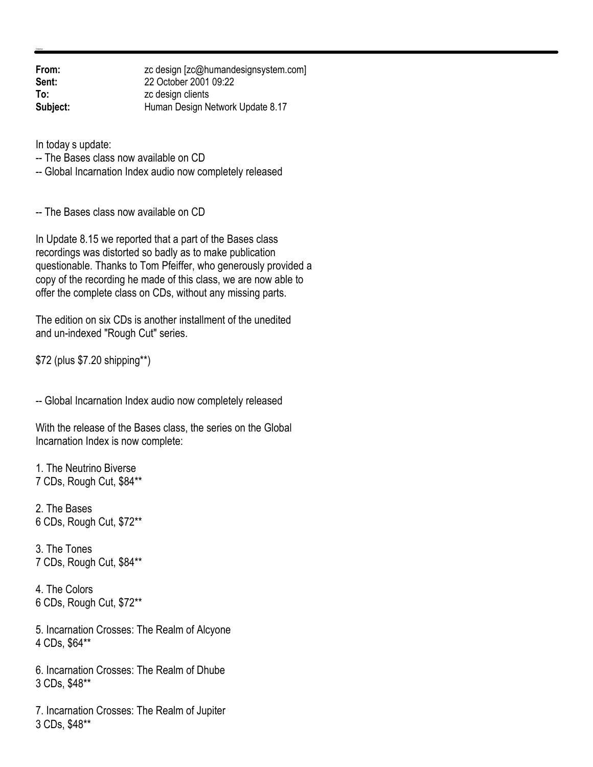**From:** zc design [zc@humandesignsystem.com]
**Sent:** 22 October 2001 09:22
**To:** zc design clients
**Subject:** Human Design Network Update 8.17

In today s update:
-- The Bases class now available on CD
-- Global Incarnation Index audio now completely released

-- The Bases class now available on CD

In Update 8.15 we reported that a part of the Bases class recordings was distorted so badly as to make publication questionable. Thanks to Tom Pfeiffer, who generously provided a copy of the recording he made of this class, we are now able to offer the complete class on CDs, without any missing parts.

The edition on six CDs is another installment of the unedited and un-indexed "Rough Cut" series.

$72 (plus $7.20 shipping**)

-- Global Incarnation Index audio now completely released

With the release of the Bases class, the series on the Global Incarnation Index is now complete:

1. The Neutrino Biverse
7 CDs, Rough Cut, $84**

2. The Bases
6 CDs, Rough Cut, $72**

3. The Tones
7 CDs, Rough Cut, $84**

4. The Colors
6 CDs, Rough Cut, $72**

5. Incarnation Crosses: The Realm of Alcyone
4 CDs, $64**

6. Incarnation Crosses: The Realm of Dhube
3 CDs, $48**

7. Incarnation Crosses: The Realm of Jupiter
3 CDs, $48**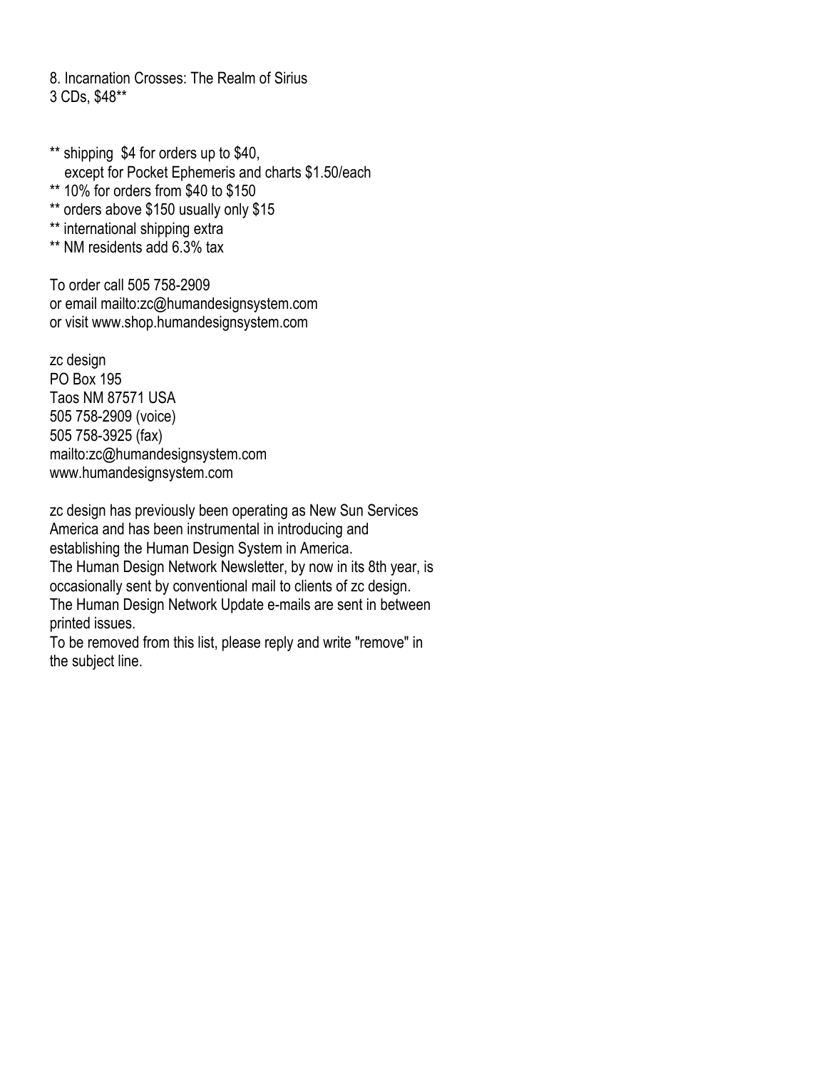8. Incarnation Crosses: The Realm of Sirius
3 CDs, $48**

** shipping  $4 for orders up to $40,
   except for Pocket Ephemeris and charts $1.50/each
** 10% for orders from $40 to $150
** orders above $150 usually only $15
** international shipping extra
** NM residents add 6.3% tax

To order call 505 758-2909
or email mailto:zc@humandesignsystem.com
or visit www.shop.humandesignsystem.com

zc design
PO Box 195
Taos NM 87571 USA
505 758-2909 (voice)
505 758-3925 (fax)
mailto:zc@humandesignsystem.com
www.humandesignsystem.com

zc design has previously been operating as New Sun Services America and has been instrumental in introducing and establishing the Human Design System in America.
The Human Design Network Newsletter, by now in its 8th year, is occasionally sent by conventional mail to clients of zc design.
The Human Design Network Update e-mails are sent in between printed issues.
To be removed from this list, please reply and write "remove" in the subject line.